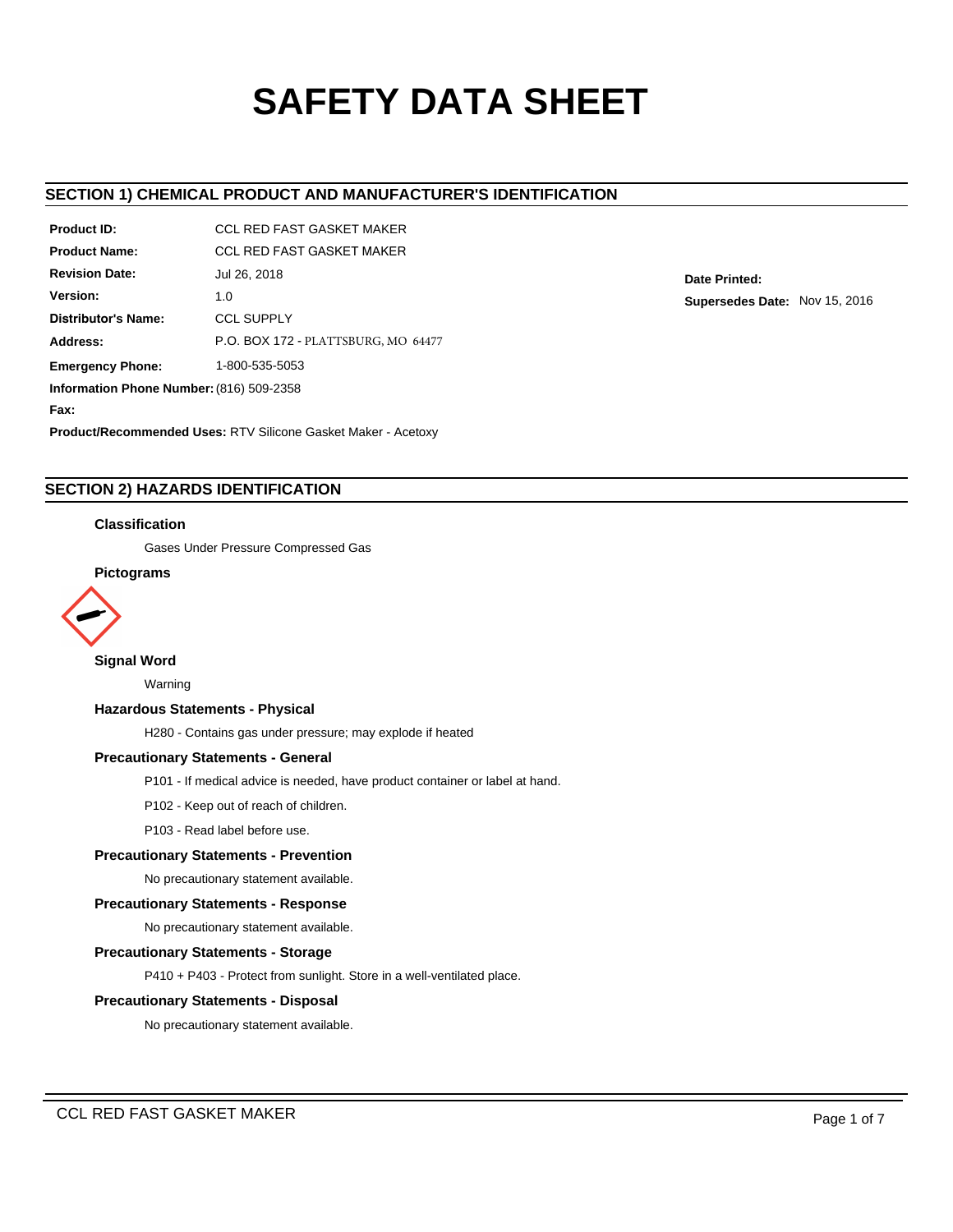# SAFETY DATA SHEET

## SECTION 1) CHEMICAL PRODUCT AND MANUFACTURER'S IDENTIFICATION

**Product ID:** CCL RED FAST GASKET MAKER

**Product Name:** CCL RED FAST GASKET MAKER

**Revision Date:** Jul 26, 2018

**Version:** 1.0

**Distributor's Name:** CCL SUPPLY

**Address:** P.O. BOX 172 - PLATTSBURG, MO 64477

**Emergency Phone:** 1-800-535-5053

**Information Phone Number:** (816) 509-2358

**Fax:**

**Product/Recommended Uses:** RTV Silicone Gasket Maker - Acetoxy

**Date Printed:**

**Supersedes Date:** Nov 15, 2016

## SECTION 2) HAZARDS IDENTIFICATION

### Classification

Gases Under Pressure Compressed Gas

### Pictograms

### Signal Word

Warning

### Hazardous Statements - Physical

H280 - Contains gas under pressure; may explode if heated

### Precautionary Statements - General

P101 - If medical advice is needed, have product container or label at hand.

P102 - Keep out of reach of children.

P103 - Read label before use.

### Precautionary Statements - Prevention

No precautionary statement available.

### Precautionary Statements - Response

No precautionary statement available.

### Precautionary Statements - Storage

P410 + P403 - Protect from sunlight. Store in a well-ventilated place.

### Precautionary Statements - Disposal

No precautionary statement available.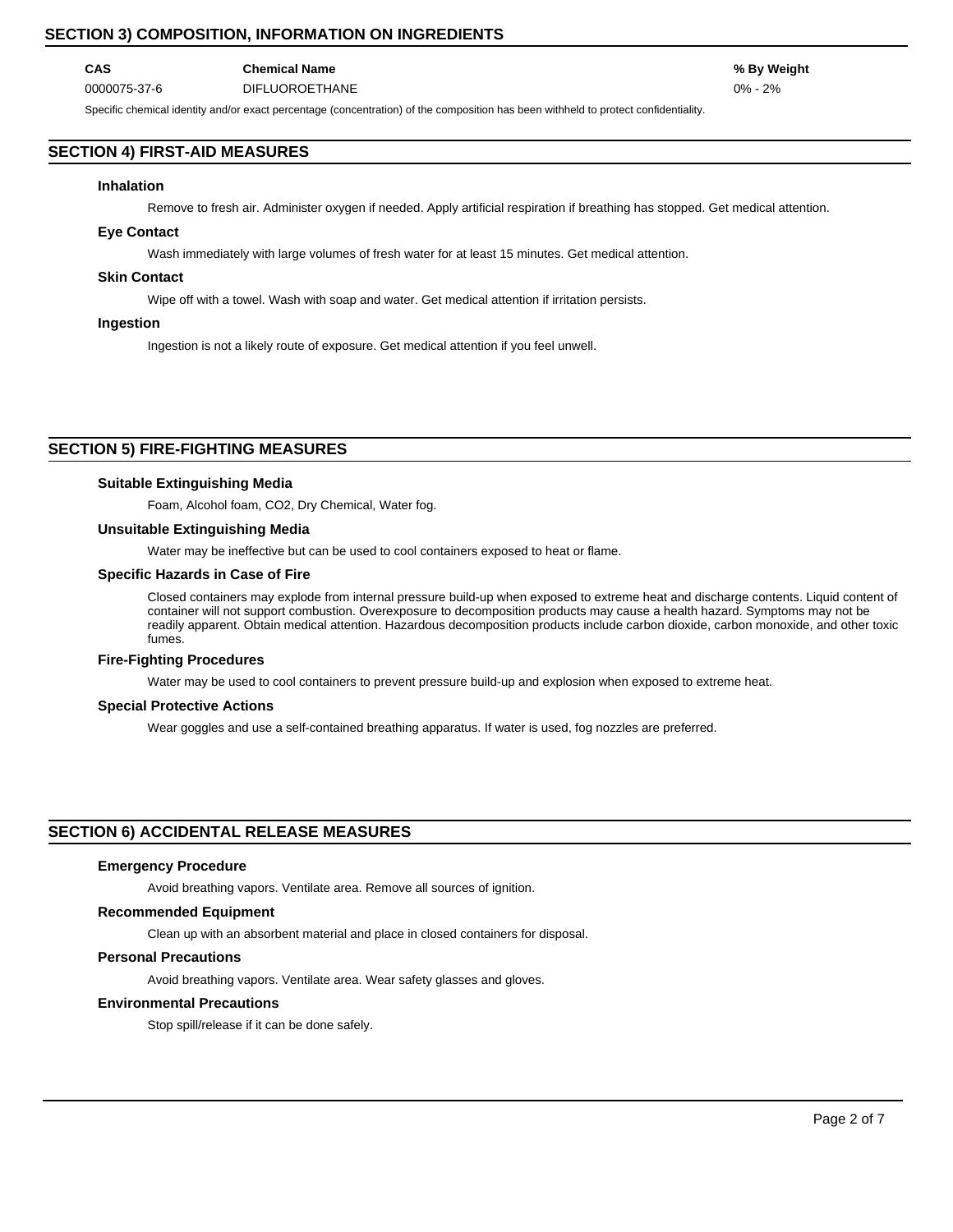## SECTION 3) COMPOSITION, INFORMATION ON INGREDIENTS

| CAS | Chemical Name | % By Weight |
|---|---|---|
| 0000075-37-6 | DIFLUOROETHANE | 0% - 2% |

Specific chemical identity and/or exact percentage (concentration) of the composition has been withheld to protect confidentiality.

## SECTION 4) FIRST-AID MEASURES

### Inhalation

Remove to fresh air. Administer oxygen if needed. Apply artificial respiration if breathing has stopped. Get medical attention.

### Eye Contact

Wash immediately with large volumes of fresh water for at least 15 minutes. Get medical attention.

### Skin Contact

Wipe off with a towel. Wash with soap and water. Get medical attention if irritation persists.

### Ingestion

Ingestion is not a likely route of exposure. Get medical attention if you feel unwell.

## SECTION 5) FIRE-FIGHTING MEASURES

### Suitable Extinguishing Media

Foam, Alcohol foam, $CO_2$, Dry Chemical, Water fog.

### Unsuitable Extinguishing Media

Water may be ineffective but can be used to cool containers exposed to heat or flame.

### Specific Hazards in Case of Fire

Closed containers may explode from internal pressure build-up when exposed to extreme heat and discharge contents. Liquid content of container will not support combustion. Overexposure to decomposition products may cause a health hazard. Symptoms may not be readily apparent. Obtain medical attention. Hazardous decomposition products include carbon dioxide, carbon monoxide, and other toxic fumes.

### Fire-Fighting Procedures

Water may be used to cool containers to prevent pressure build-up and explosion when exposed to extreme heat.

### Special Protective Actions

Wear goggles and use a self-contained breathing apparatus. If water is used, fog nozzles are preferred.

## SECTION 6) ACCIDENTAL RELEASE MEASURES

### Emergency Procedure

Avoid breathing vapors. Ventilate area. Remove all sources of ignition.

### Recommended Equipment

Clean up with an absorbent material and place in closed containers for disposal.

### Personal Precautions

Avoid breathing vapors. Ventilate area. Wear safety glasses and gloves.

### Environmental Precautions

Stop spill/release if it can be done safely.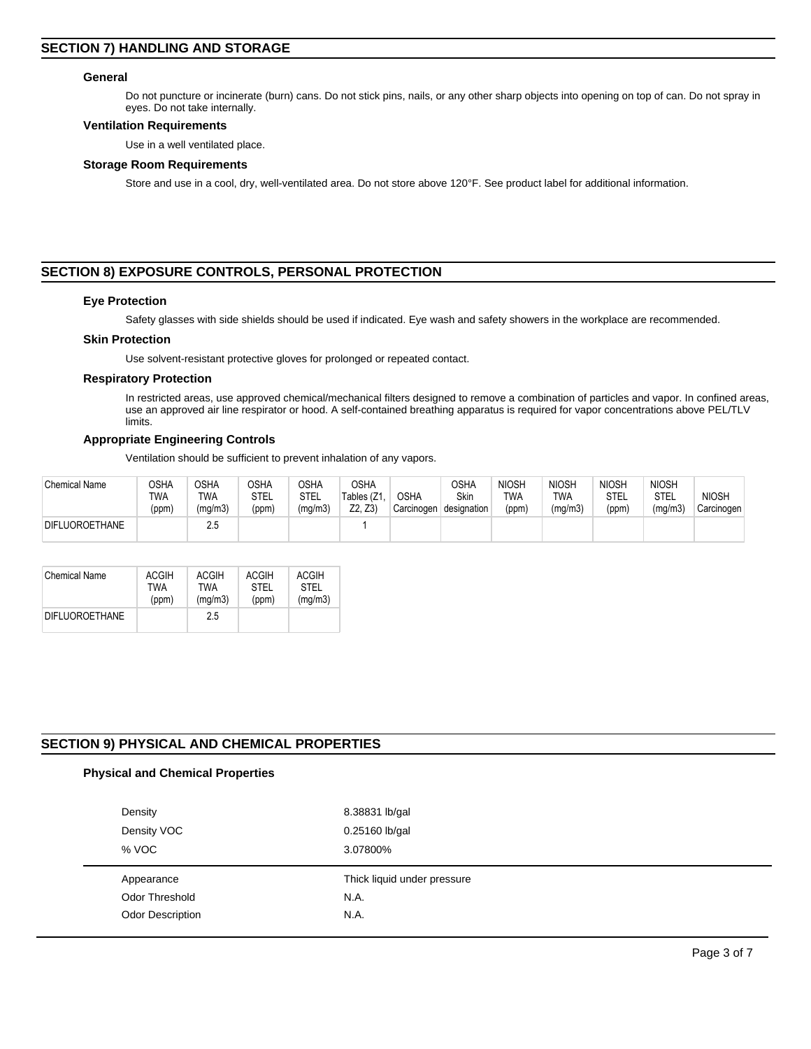## SECTION 7) HANDLING AND STORAGE

### General

Do not puncture or incinerate (burn) cans. Do not stick pins, nails, or any other sharp objects into opening on top of can. Do not spray in eyes. Do not take internally.

### Ventilation Requirements

Use in a well ventilated place.

### Storage Room Requirements

Store and use in a cool, dry, well-ventilated area. Do not store above 120°F. See product label for additional information.

## SECTION 8) EXPOSURE CONTROLS, PERSONAL PROTECTION

### Eye Protection

Safety glasses with side shields should be used if indicated. Eye wash and safety showers in the workplace are recommended.

### Skin Protection

Use solvent-resistant protective gloves for prolonged or repeated contact.

### Respiratory Protection

In restricted areas, use approved chemical/mechanical filters designed to remove a combination of particles and vapor. In confined areas, use an approved air line respirator or hood. A self-contained breathing apparatus is required for vapor concentrations above PEL/TLV limits.

### Appropriate Engineering Controls

Ventilation should be sufficient to prevent inhalation of any vapors.

| Chemical Name | OSHA TWA (ppm) | OSHA TWA (mg/m3) | OSHA STEL (ppm) | OSHA STEL (mg/m3) | OSHA Tables (Z1, Z2, Z3) | OSHA Carcinogen | OSHA Skin designation | NIOSH TWA (ppm) | NIOSH TWA (mg/m3) | NIOSH STEL (ppm) | NIOSH STEL (mg/m3) | NIOSH Carcinogen |
|---|---|---|---|---|---|---|---|---|---|---|---|---|
| DIFLUOROETHANE | | 2.5 | | | 1 | | | | | | | |

| Chemical Name | ACGIH TWA (ppm) | ACGIH TWA (mg/m3) | ACGIH STEL (ppm) | ACGIH STEL (mg/m3) |
|---|---|---|---|---|
| DIFLUOROETHANE | | 2.5 | | |

## SECTION 9) PHYSICAL AND CHEMICAL PROPERTIES

### Physical and Chemical Properties

| | |
|---|---|
| Density | 8.38831 lb/gal |
| Density VOC | 0.25160 lb/gal |
| % VOC | 3.07800% |
| Appearance | Thick liquid under pressure |
| Odor Threshold | N.A. |
| Odor Description | N.A. |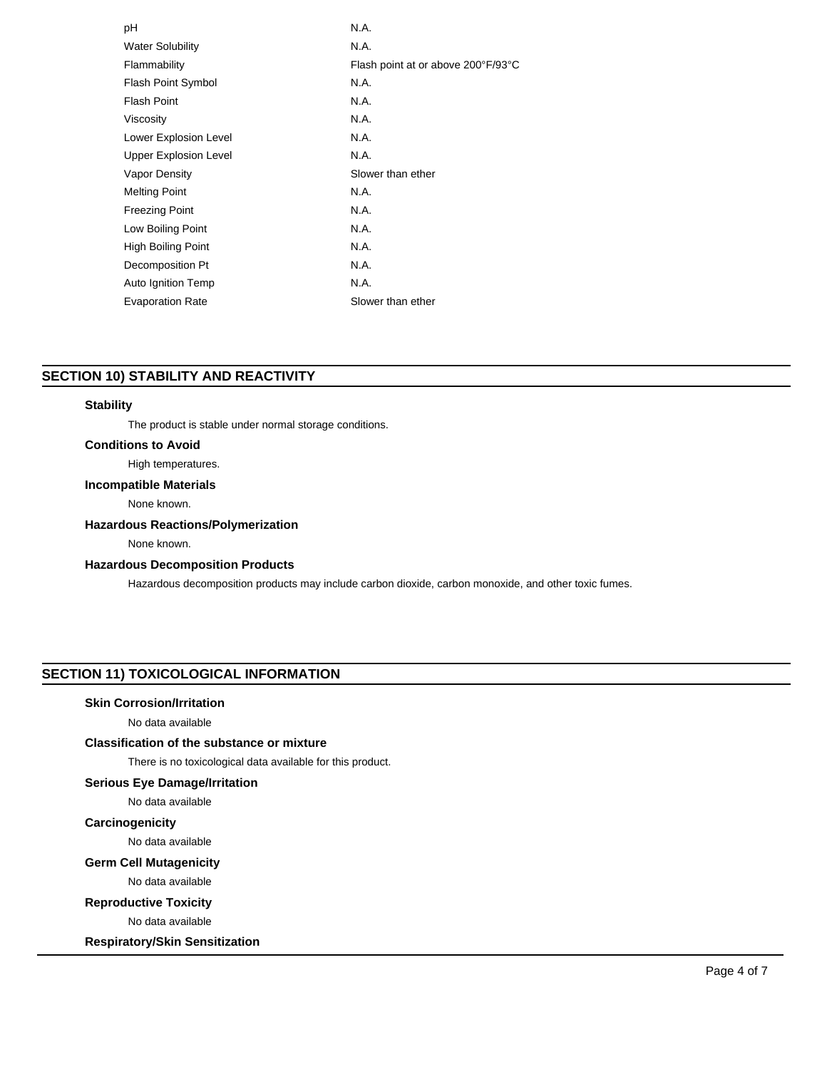| | |
|---|---|
| pH | N.A. |
| Water Solubility | N.A. |
| Flammability | Flash point at or above 200°F/93°C |
| Flash Point Symbol | N.A. |
| Flash Point | N.A. |
| Viscosity | N.A. |
| Lower Explosion Level | N.A. |
| Upper Explosion Level | N.A. |
| Vapor Density | Slower than ether |
| Melting Point | N.A. |
| Freezing Point | N.A. |
| Low Boiling Point | N.A. |
| High Boiling Point | N.A. |
| Decomposition Pt | N.A. |
| Auto Ignition Temp | N.A. |
| Evaporation Rate | Slower than ether |

## SECTION 10) STABILITY AND REACTIVITY

**Stability**

The product is stable under normal storage conditions.

**Conditions to Avoid**

High temperatures.

**Incompatible Materials**

None known.

**Hazardous Reactions/Polymerization**

None known.

**Hazardous Decomposition Products**

Hazardous decomposition products may include carbon dioxide, carbon monoxide, and other toxic fumes.

## SECTION 11) TOXICOLOGICAL INFORMATION

**Skin Corrosion/Irritation**

No data available

**Classification of the substance or mixture**

There is no toxicological data available for this product.

**Serious Eye Damage/Irritation**

No data available

**Carcinogenicity**

No data available

**Germ Cell Mutagenicity**

No data available

**Reproductive Toxicity**

No data available

**Respiratory/Skin Sensitization**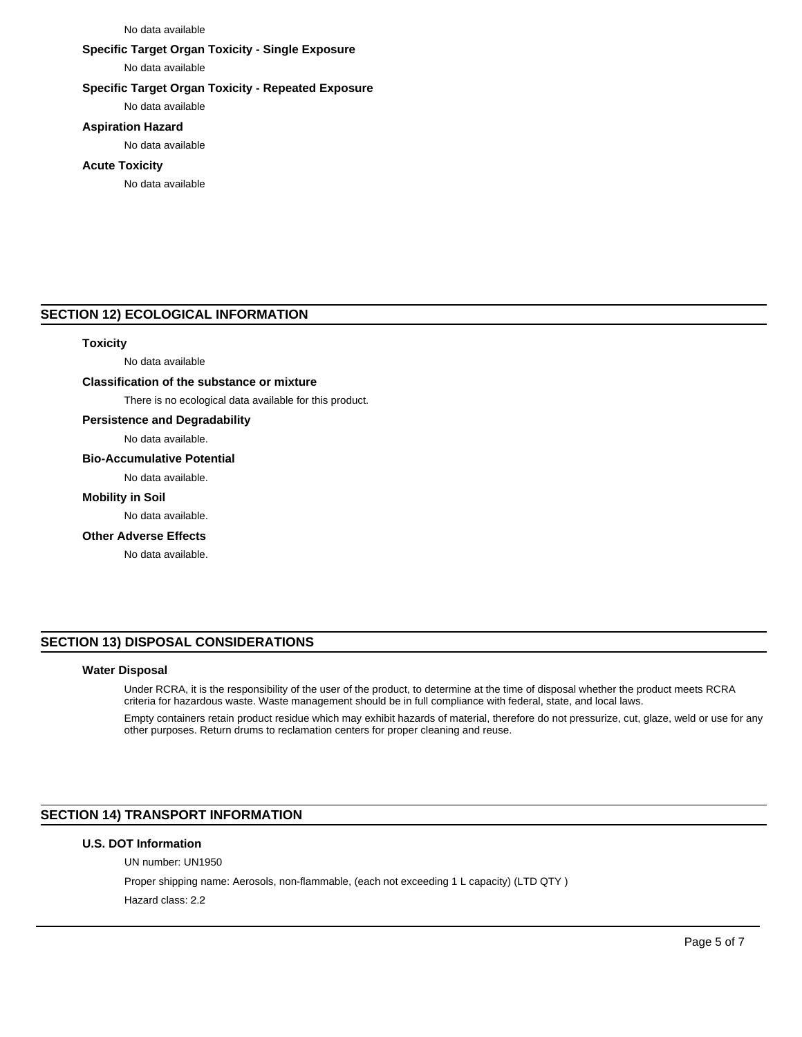No data available

### Specific Target Organ Toxicity - Single Exposure

No data available

### Specific Target Organ Toxicity - Repeated Exposure

No data available

### Aspiration Hazard

No data available

### Acute Toxicity

No data available

## SECTION 12) ECOLOGICAL INFORMATION

### Toxicity

No data available

### Classification of the substance or mixture

There is no ecological data available for this product.

### Persistence and Degradability

No data available.

### Bio-Accumulative Potential

No data available.

### Mobility in Soil

No data available.

### Other Adverse Effects

No data available.

## SECTION 13) DISPOSAL CONSIDERATIONS

### Water Disposal

Under RCRA, it is the responsibility of the user of the product, to determine at the time of disposal whether the product meets RCRA criteria for hazardous waste. Waste management should be in full compliance with federal, state, and local laws.

Empty containers retain product residue which may exhibit hazards of material, therefore do not pressurize, cut, glaze, weld or use for any other purposes. Return drums to reclamation centers for proper cleaning and reuse.

## SECTION 14) TRANSPORT INFORMATION

### U.S. DOT Information

UN number: UN1950

Proper shipping name: Aerosols, non-flammable, (each not exceeding 1 L capacity) (LTD QTY )

Hazard class: 2.2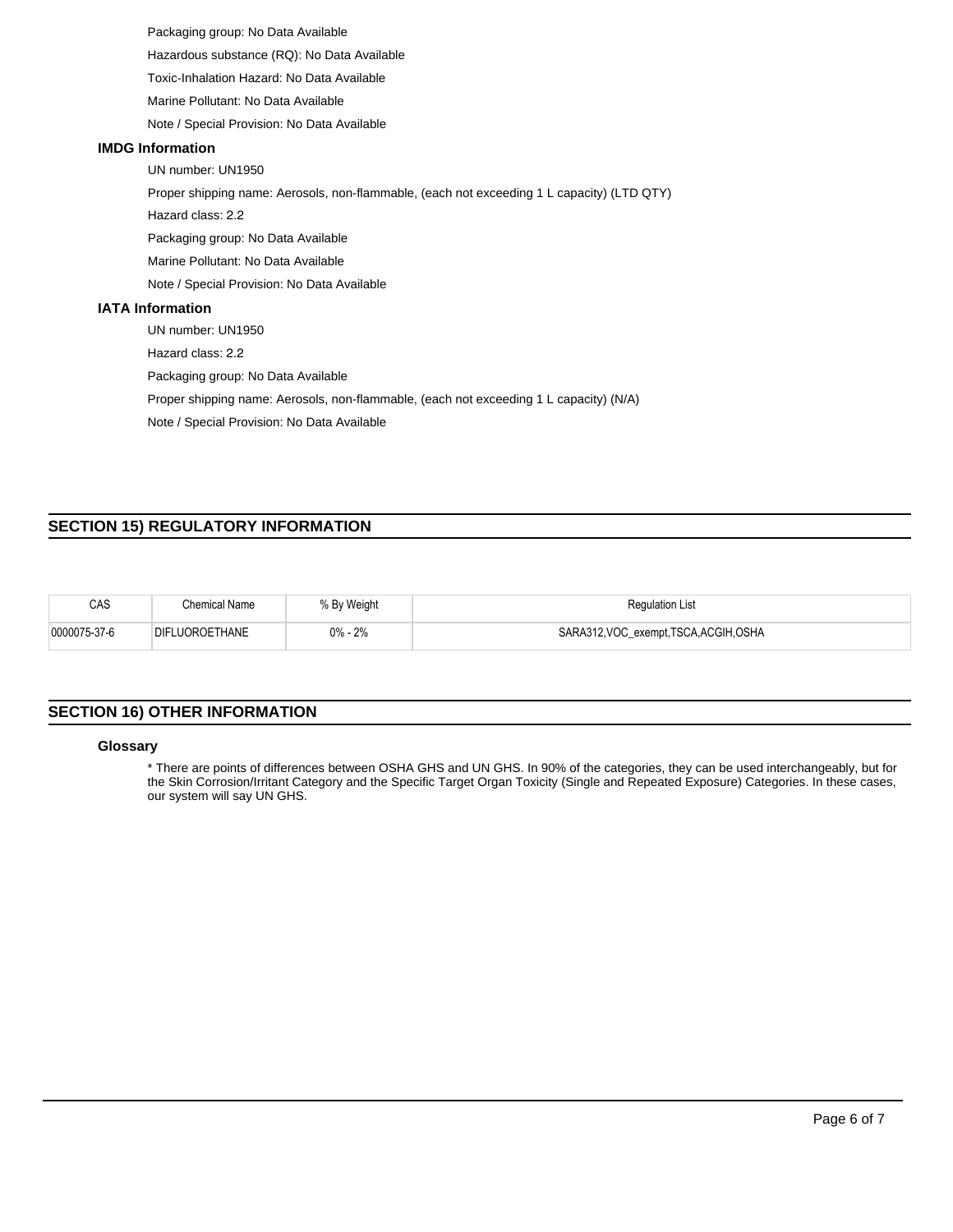Packaging group: No Data Available

Hazardous substance (RQ): No Data Available

Toxic-Inhalation Hazard: No Data Available

Marine Pollutant: No Data Available

Note / Special Provision: No Data Available

### IMDG Information

UN number: UN1950

Proper shipping name: Aerosols, non-flammable, (each not exceeding 1 L capacity) (LTD QTY)

Hazard class: 2.2

Packaging group: No Data Available

Marine Pollutant: No Data Available

Note / Special Provision: No Data Available

### IATA Information

UN number: UN1950

Hazard class: 2.2

Packaging group: No Data Available

Proper shipping name: Aerosols, non-flammable, (each not exceeding 1 L capacity) (N/A)

Note / Special Provision: No Data Available

## SECTION 15) REGULATORY INFORMATION

| CAS | Chemical Name | % By Weight | Regulation List |
|---|---|---|---|
| 0000075-37-6 | DIFLUOROETHANE | 0% - 2% | SARA312,VOC_exempt,TSCA,ACGIH,OSHA |

## SECTION 16) OTHER INFORMATION

### Glossary

* There are points of differences between OSHA GHS and UN GHS. In 90% of the categories, they can be used interchangeably, but for the Skin Corrosion/Irritant Category and the Specific Target Organ Toxicity (Single and Repeated Exposure) Categories. In these cases, our system will say UN GHS.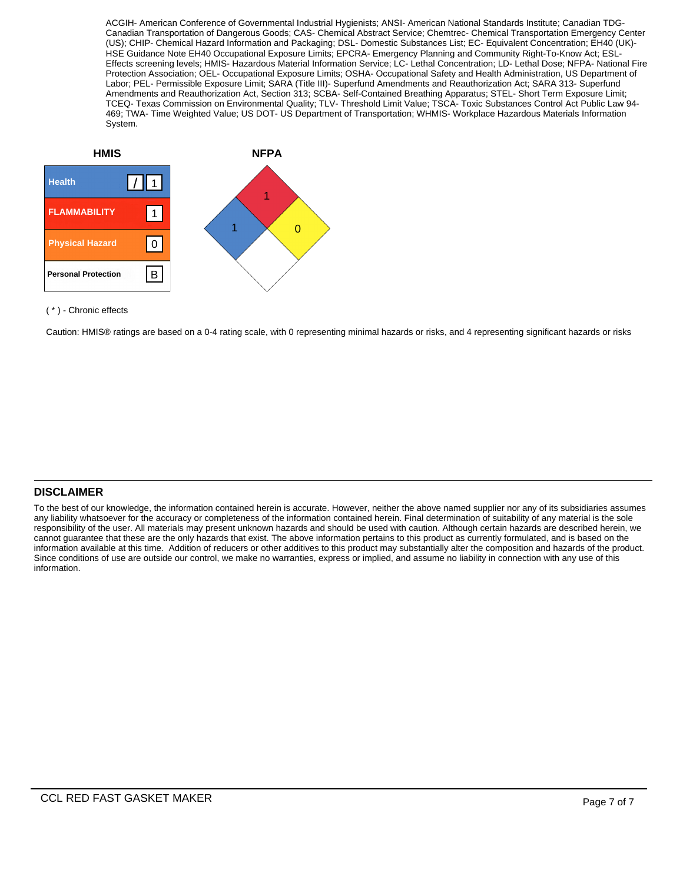ACGIH- American Conference of Governmental Industrial Hygienists; ANSI- American National Standards Institute; Canadian TDG- Canadian Transportation of Dangerous Goods; CAS- Chemical Abstract Service; Chemtrec- Chemical Transportation Emergency Center (US); CHIP- Chemical Hazard Information and Packaging; DSL- Domestic Substances List; EC- Equivalent Concentration; EH40 (UK)- HSE Guidance Note EH40 Occupational Exposure Limits; EPCRA- Emergency Planning and Community Right-To-Know Act; ESL- Effects screening levels; HMIS- Hazardous Material Information Service; LC- Lethal Concentration; LD- Lethal Dose; NFPA- National Fire Protection Association; OEL- Occupational Exposure Limits; OSHA- Occupational Safety and Health Administration, US Department of Labor; PEL- Permissible Exposure Limit; SARA (Title III)- Superfund Amendments and Reauthorization Act; SARA 313- Superfund Amendments and Reauthorization Act, Section 313; SCBA- Self-Contained Breathing Apparatus; STEL- Short Term Exposure Limit; TCEQ- Texas Commission on Environmental Quality; TLV- Threshold Limit Value; TSCA- Toxic Substances Control Act Public Law 94-469; TWA- Time Weighted Value; US DOT- US Department of Transportation; WHMIS- Workplace Hazardous Materials Information System.

**HMIS**

| | | |
|---|---|---|
| Health | / | 1 |
| FLAMMABILITY | | 1 |
| Physical Hazard | | 0 |
| Personal Protection | | B |

**NFPA**

1

1

0

( * ) - Chronic effects

Caution: HMIS® ratings are based on a 0-4 rating scale, with 0 representing minimal hazards or risks, and 4 representing significant hazards or risks

## DISCLAIMER

To the best of our knowledge, the information contained herein is accurate. However, neither the above named supplier nor any of its subsidiaries assumes any liability whatsoever for the accuracy or completeness of the information contained herein. Final determination of suitability of any material is the sole responsibility of the user. All materials may present unknown hazards and should be used with caution. Although certain hazards are described herein, we cannot guarantee that these are the only hazards that exist. The above information pertains to this product as currently formulated, and is based on the information available at this time. Addition of reducers or other additives to this product may substantially alter the composition and hazards of the product. Since conditions of use are outside our control, we make no warranties, express or implied, and assume no liability in connection with any use of this information.